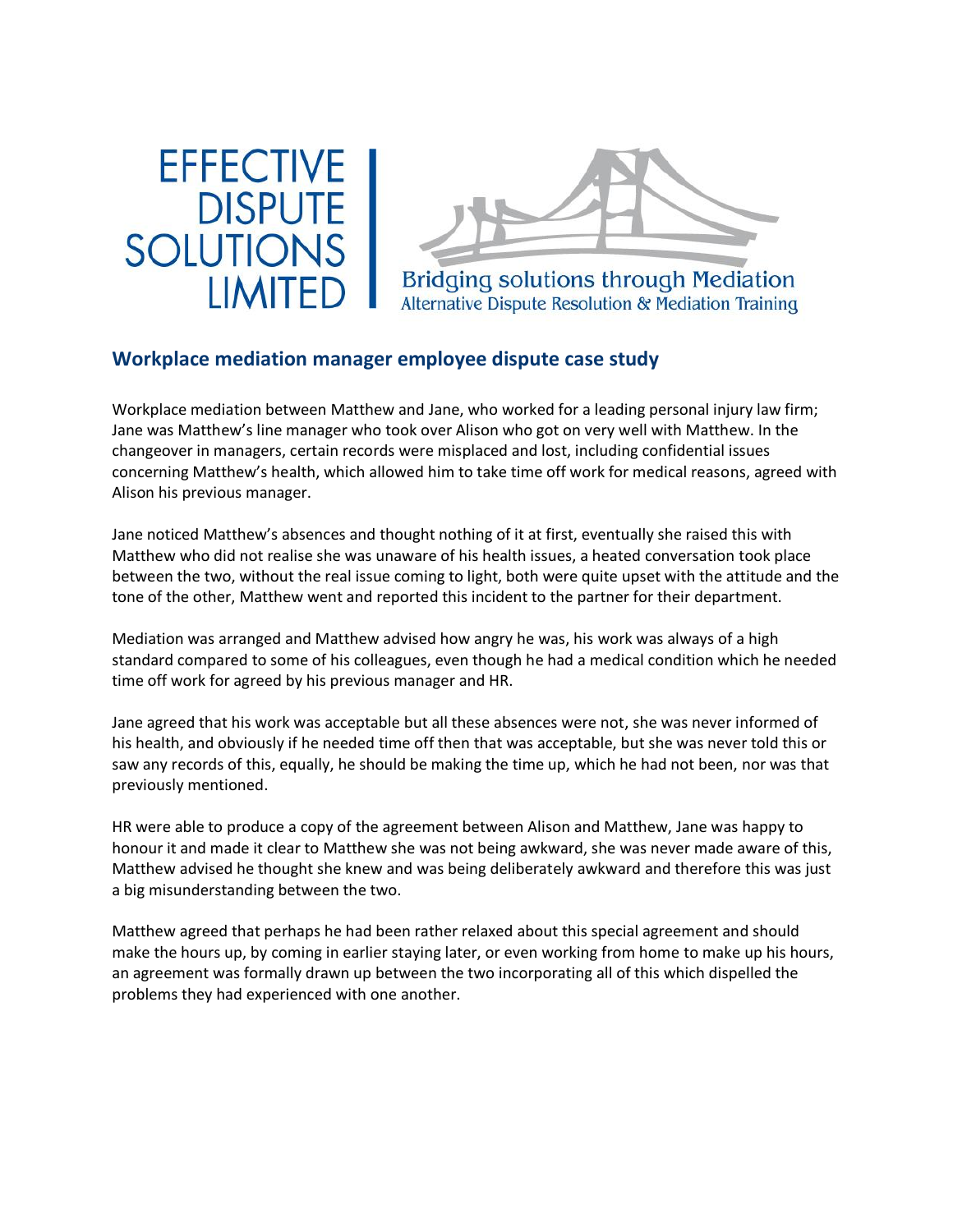EFFECTIVE DISPUTE SOLUTIONS LIMITED

Bridging solutions through Mediation
Alternative Dispute Resolution & Mediation Training

## Workplace mediation manager employee dispute case study

Workplace mediation between Matthew and Jane, who worked for a leading personal injury law firm; Jane was Matthew's line manager who took over Alison who got on very well with Matthew. In the changeover in managers, certain records were misplaced and lost, including confidential issues concerning Matthew's health, which allowed him to take time off work for medical reasons, agreed with Alison his previous manager.

Jane noticed Matthew's absences and thought nothing of it at first, eventually she raised this with Matthew who did not realise she was unaware of his health issues, a heated conversation took place between the two, without the real issue coming to light, both were quite upset with the attitude and the tone of the other, Matthew went and reported this incident to the partner for their department.

Mediation was arranged and Matthew advised how angry he was, his work was always of a high standard compared to some of his colleagues, even though he had a medical condition which he needed time off work for agreed by his previous manager and HR.

Jane agreed that his work was acceptable but all these absences were not, she was never informed of his health, and obviously if he needed time off then that was acceptable, but she was never told this or saw any records of this, equally, he should be making the time up, which he had not been, nor was that previously mentioned.

HR were able to produce a copy of the agreement between Alison and Matthew, Jane was happy to honour it and made it clear to Matthew she was not being awkward, she was never made aware of this, Matthew advised he thought she knew and was being deliberately awkward and therefore this was just a big misunderstanding between the two.

Matthew agreed that perhaps he had been rather relaxed about this special agreement and should make the hours up, by coming in earlier staying later, or even working from home to make up his hours, an agreement was formally drawn up between the two incorporating all of this which dispelled the problems they had experienced with one another.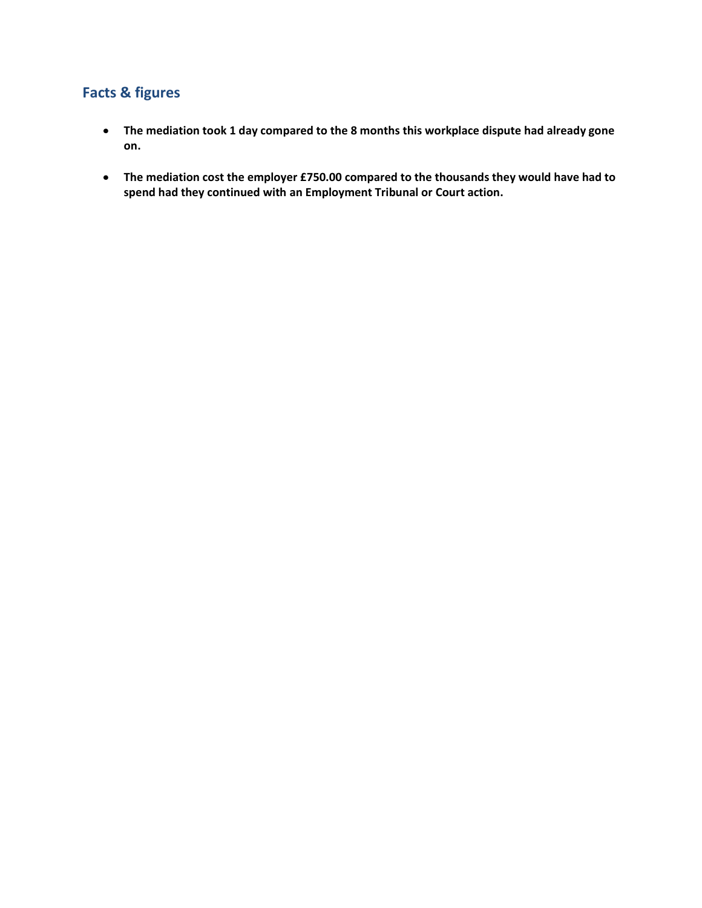## Facts & figures

- **The mediation took 1 day compared to the 8 months this workplace dispute had already gone on.**

- **The mediation cost the employer £750.00 compared to the thousands they would have had to spend had they continued with an Employment Tribunal or Court action.**